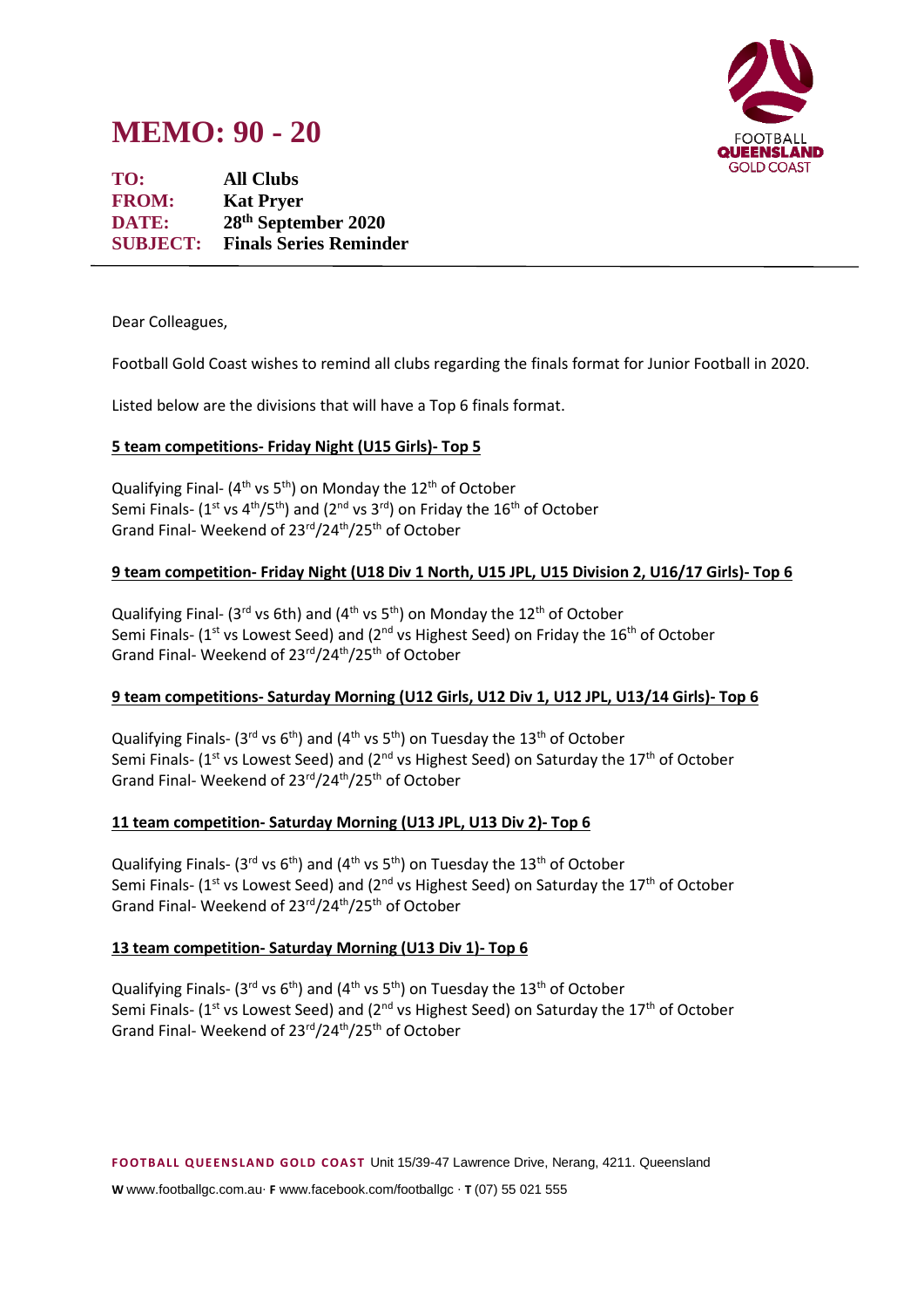# MEMO: 90 - 20

**TO:** All Clubs
**FROM:** Kat Pryer
**DATE:** 28th September 2020
**SUBJECT:** Finals Series Reminder

---

Dear Colleagues,

Football Gold Coast wishes to remind all clubs regarding the finals format for Junior Football in 2020.

Listed below are the divisions that will have a Top 6 finals format.

**5 team competitions- Friday Night (U15 Girls)- Top 5**

Qualifying Final- (4th vs 5th) on Monday the 12th of October
Semi Finals- (1st vs 4th/5th) and (2nd vs 3rd) on Friday the 16th of October
Grand Final- Weekend of 23rd/24th/25th of October

**9 team competition- Friday Night (U18 Div 1 North, U15 JPL, U15 Division 2, U16/17 Girls)- Top 6**

Qualifying Final- (3rd vs 6th) and (4th vs 5th) on Monday the 12th of October
Semi Finals- (1st vs Lowest Seed) and (2nd vs Highest Seed) on Friday the 16th of October
Grand Final- Weekend of 23rd/24th/25th of October

**9 team competitions- Saturday Morning (U12 Girls, U12 Div 1, U12 JPL, U13/14 Girls)- Top 6**

Qualifying Finals- (3rd vs 6th) and (4th vs 5th) on Tuesday the 13th of October
Semi Finals- (1st vs Lowest Seed) and (2nd vs Highest Seed) on Saturday the 17th of October
Grand Final- Weekend of 23rd/24th/25th of October

**11 team competition- Saturday Morning (U13 JPL, U13 Div 2)- Top 6**

Qualifying Finals- (3rd vs 6th) and (4th vs 5th) on Tuesday the 13th of October
Semi Finals- (1st vs Lowest Seed) and (2nd vs Highest Seed) on Saturday the 17th of October
Grand Final- Weekend of 23rd/24th/25th of October

**13 team competition- Saturday Morning (U13 Div 1)- Top 6**

Qualifying Finals- (3rd vs 6th) and (4th vs 5th) on Tuesday the 13th of October
Semi Finals- (1st vs Lowest Seed) and (2nd vs Highest Seed) on Saturday the 17th of October
Grand Final- Weekend of 23rd/24th/25th of October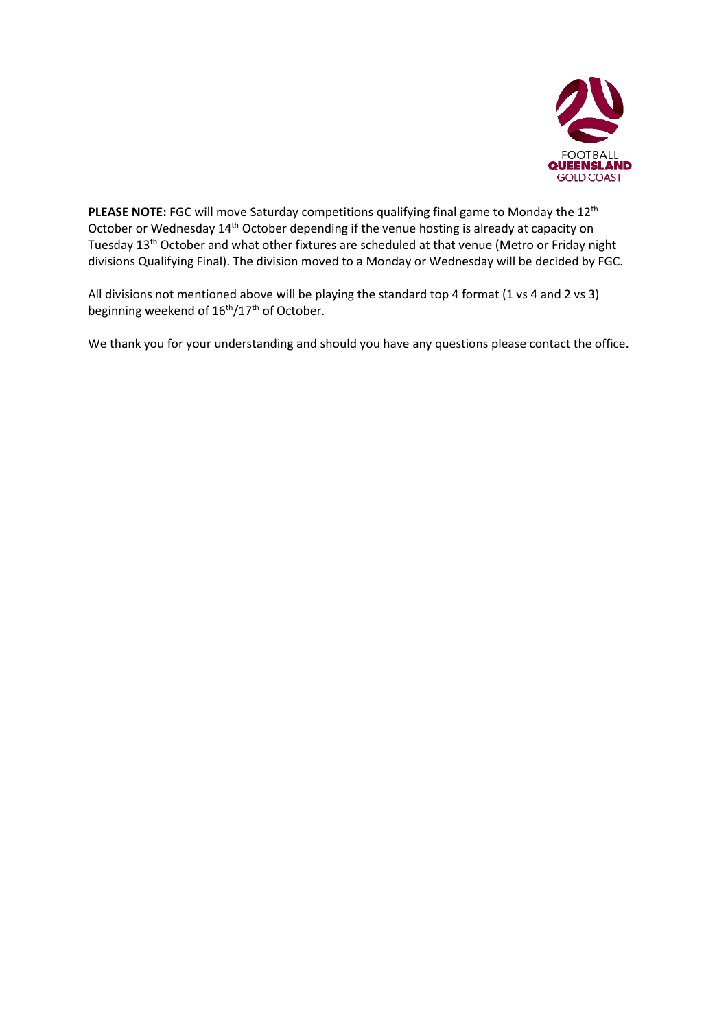**PLEASE NOTE:** FGC will move Saturday competitions qualifying final game to Monday the 12th October or Wednesday 14th October depending if the venue hosting is already at capacity on Tuesday 13th October and what other fixtures are scheduled at that venue (Metro or Friday night divisions Qualifying Final). The division moved to a Monday or Wednesday will be decided by FGC.

All divisions not mentioned above will be playing the standard top 4 format (1 vs 4 and 2 vs 3) beginning weekend of 16th/17th of October.

We thank you for your understanding and should you have any questions please contact the office.